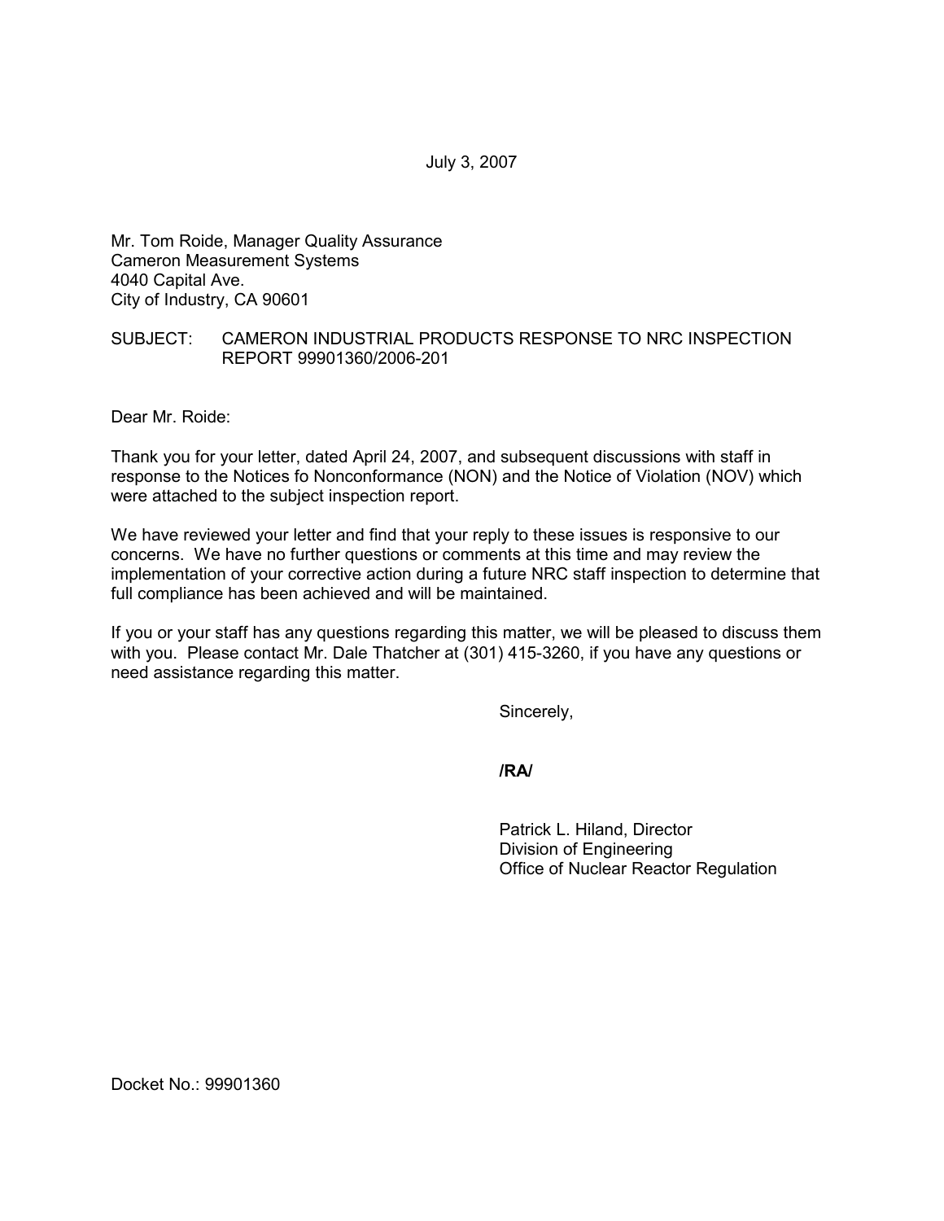July 3, 2007

Mr. Tom Roide, Manager Quality Assurance
Cameron Measurement Systems
4040 Capital Ave.
City of Industry, CA 90601

SUBJECT: CAMERON INDUSTRIAL PRODUCTS RESPONSE TO NRC INSPECTION REPORT 99901360/2006-201

Dear Mr. Roide:

Thank you for your letter, dated April 24, 2007, and subsequent discussions with staff in response to the Notices fo Nonconformance (NON) and the Notice of Violation (NOV) which were attached to the subject inspection report.

We have reviewed your letter and find that your reply to these issues is responsive to our concerns. We have no further questions or comments at this time and may review the implementation of your corrective action during a future NRC staff inspection to determine that full compliance has been achieved and will be maintained.

If you or your staff has any questions regarding this matter, we will be pleased to discuss them with you. Please contact Mr. Dale Thatcher at (301) 415-3260, if you have any questions or need assistance regarding this matter.

Sincerely,

**/RA/**

Patrick L. Hiland, Director
Division of Engineering
Office of Nuclear Reactor Regulation

Docket No.: 99901360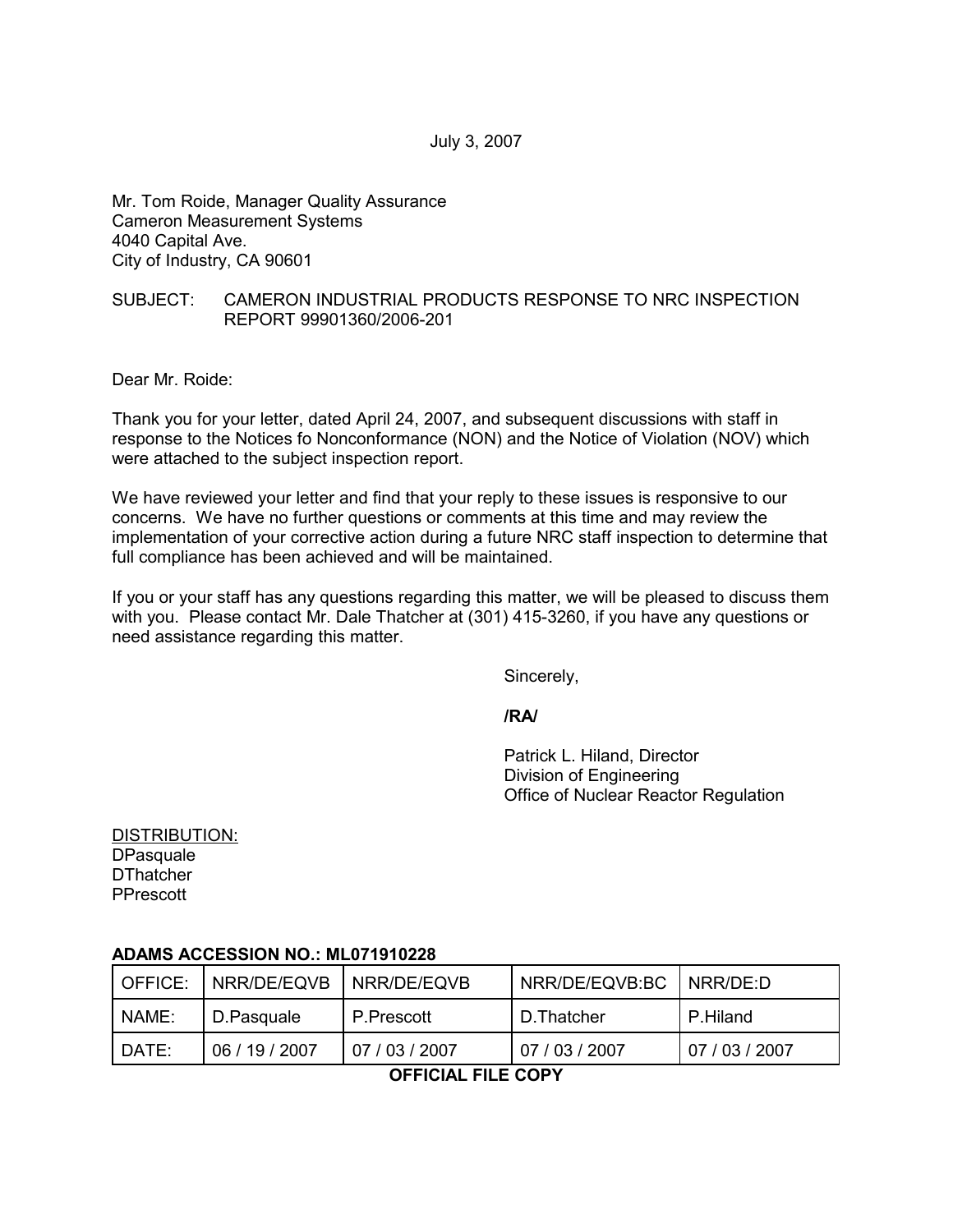July 3, 2007

Mr. Tom Roide, Manager Quality Assurance
Cameron Measurement Systems
4040 Capital Ave.
City of Industry, CA 90601

SUBJECT: CAMERON INDUSTRIAL PRODUCTS RESPONSE TO NRC INSPECTION REPORT 99901360/2006-201

Dear Mr. Roide:

Thank you for your letter, dated April 24, 2007, and subsequent discussions with staff in response to the Notices fo Nonconformance (NON) and the Notice of Violation (NOV) which were attached to the subject inspection report.

We have reviewed your letter and find that your reply to these issues is responsive to our concerns. We have no further questions or comments at this time and may review the implementation of your corrective action during a future NRC staff inspection to determine that full compliance has been achieved and will be maintained.

If you or your staff has any questions regarding this matter, we will be pleased to discuss them with you. Please contact Mr. Dale Thatcher at (301) 415-3260, if you have any questions or need assistance regarding this matter.

Sincerely,

**/RA/**

Patrick L. Hiland, Director
Division of Engineering
Office of Nuclear Reactor Regulation

DISTRIBUTION:
DPasquale
DThatcher
PPrescott

**ADAMS ACCESSION NO.: ML071910228**

| OFFICE: | NRR/DE/EQVB | NRR/DE/EQVB | NRR/DE/EQVB:BC | NRR/DE:D |
|---|---|---|---|---|
| NAME: | D.Pasquale | P.Prescott | D.Thatcher | P.Hiland |
| DATE: | 06 / 19 / 2007 | 07 / 03 / 2007 | 07 / 03 / 2007 | 07 / 03 / 2007 |

**OFFICIAL FILE COPY**